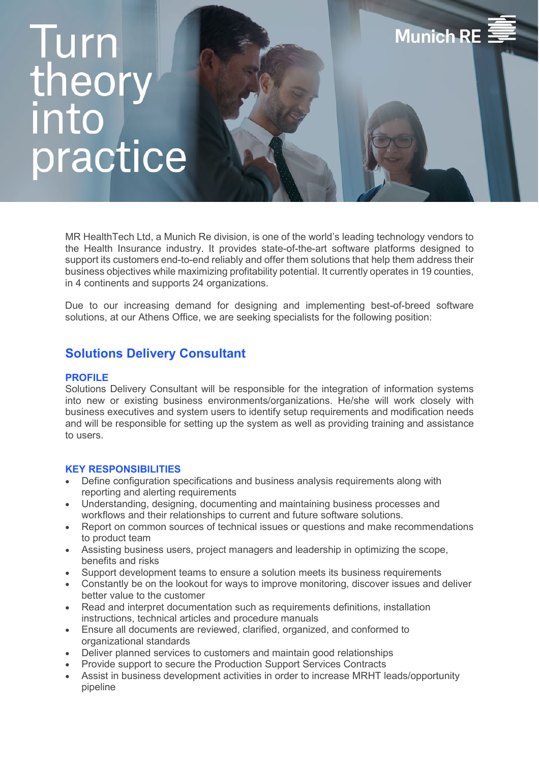# Turn theory into practice

Munich RE

MR HealthTech Ltd, a Munich Re division, is one of the world's leading technology vendors to the Health Insurance industry. It provides state-of-the-art software platforms designed to support its customers end-to-end reliably and offer them solutions that help them address their business objectives while maximizing profitability potential. It currently operates in 19 counties, in 4 continents and supports 24 organizations.

Due to our increasing demand for designing and implementing best-of-breed software solutions, at our Athens Office, we are seeking specialists for the following position:

## Solutions Delivery Consultant

### PROFILE

Solutions Delivery Consultant will be responsible for the integration of information systems into new or existing business environments/organizations. He/she will work closely with business executives and system users to identify setup requirements and modification needs and will be responsible for setting up the system as well as providing training and assistance to users.

### KEY RESPONSIBILITIES

- Define configuration specifications and business analysis requirements along with reporting and alerting requirements
- Understanding, designing, documenting and maintaining business processes and workflows and their relationships to current and future software solutions.
- Report on common sources of technical issues or questions and make recommendations to product team
- Assisting business users, project managers and leadership in optimizing the scope, benefits and risks
- Support development teams to ensure a solution meets its business requirements
- Constantly be on the lookout for ways to improve monitoring, discover issues and deliver better value to the customer
- Read and interpret documentation such as requirements definitions, installation instructions, technical articles and procedure manuals
- Ensure all documents are reviewed, clarified, organized, and conformed to organizational standards
- Deliver planned services to customers and maintain good relationships
- Provide support to secure the Production Support Services Contracts
- Assist in business development activities in order to increase MRHT leads/opportunity pipeline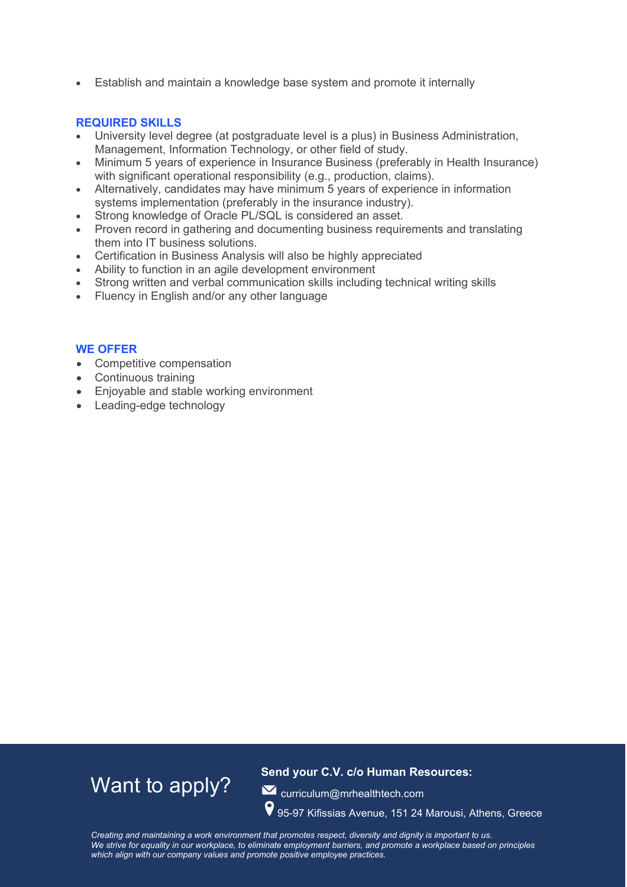- Establish and maintain a knowledge base system and promote it internally

## REQUIRED SKILLS

- University level degree (at postgraduate level is a plus) in Business Administration, Management, Information Technology, or other field of study.
- Minimum 5 years of experience in Insurance Business (preferably in Health Insurance) with significant operational responsibility (e.g., production, claims).
- Alternatively, candidates may have minimum 5 years of experience in information systems implementation (preferably in the insurance industry).
- Strong knowledge of Oracle PL/SQL is considered an asset.
- Proven record in gathering and documenting business requirements and translating them into IT business solutions.
- Certification in Business Analysis will also be highly appreciated
- Ability to function in an agile development environment
- Strong written and verbal communication skills including technical writing skills
- Fluency in English and/or any other language

## WE OFFER

- Competitive compensation
- Continuous training
- Enjoyable and stable working environment
- Leading-edge technology

## Want to apply?

**Send your C.V. c/o Human Resources:**

curriculum@mrhealthtech.com

95-97 Kifissias Avenue, 151 24 Marousi, Athens, Greece

*Creating and maintaining a work environment that promotes respect, diversity and dignity is important to us. We strive for equality in our workplace, to eliminate employment barriers, and promote a workplace based on principles which align with our company values and promote positive employee practices.*